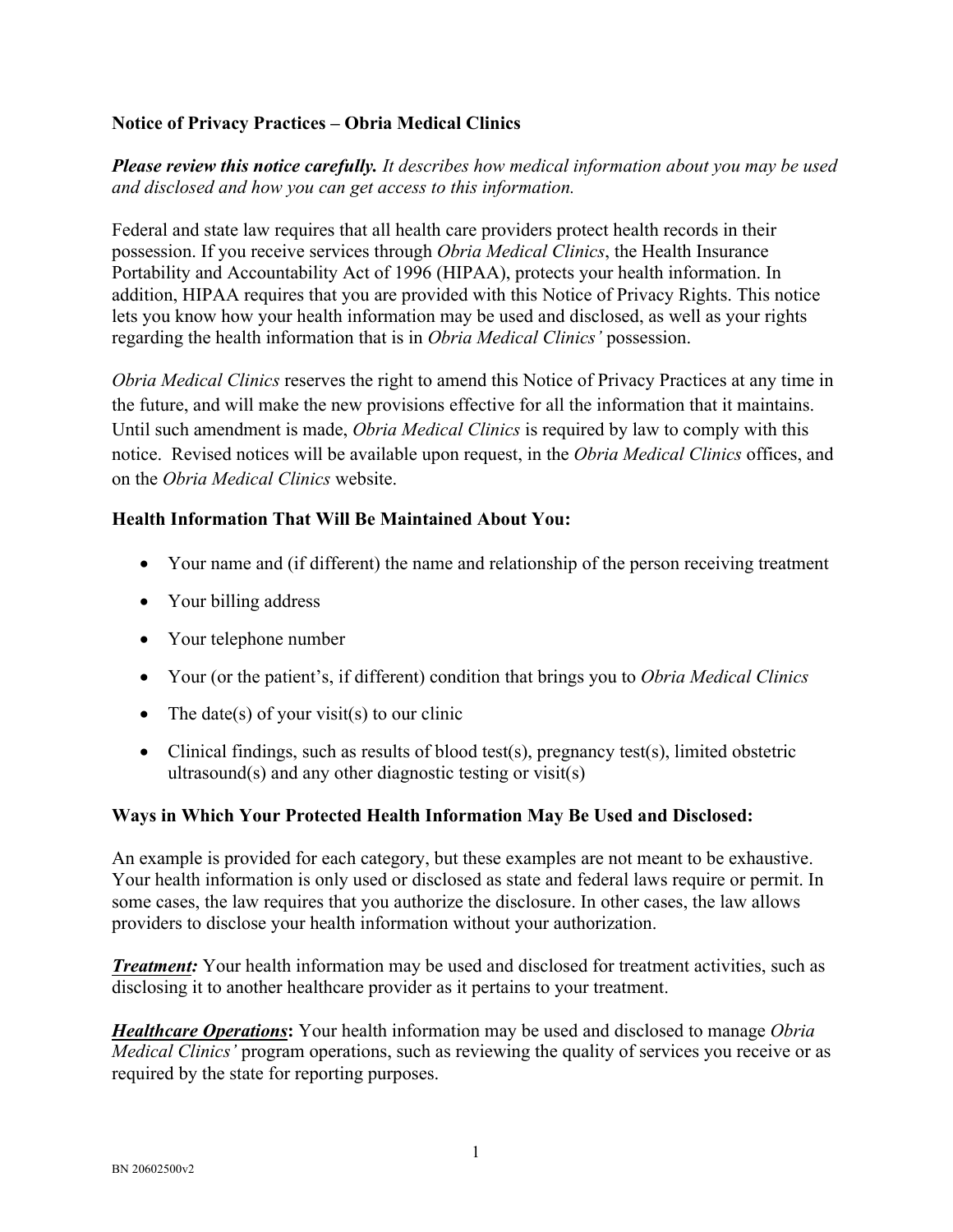**Notice of Privacy Practices – Obria Medical Clinics**

***Please review this notice carefully.*** *It describes how medical information about you may be used and disclosed and how you can get access to this information.*

Federal and state law requires that all health care providers protect health records in their possession. If you receive services through *Obria Medical Clinics*, the Health Insurance Portability and Accountability Act of 1996 (HIPAA), protects your health information. In addition, HIPAA requires that you are provided with this Notice of Privacy Rights. This notice lets you know how your health information may be used and disclosed, as well as your rights regarding the health information that is in *Obria Medical Clinics'* possession.

*Obria Medical Clinics* reserves the right to amend this Notice of Privacy Practices at any time in the future, and will make the new provisions effective for all the information that it maintains. Until such amendment is made, *Obria Medical Clinics* is required by law to comply with this notice. Revised notices will be available upon request, in the *Obria Medical Clinics* offices, and on the *Obria Medical Clinics* website.

**Health Information That Will Be Maintained About You:**

- Your name and (if different) the name and relationship of the person receiving treatment
- Your billing address
- Your telephone number
- Your (or the patient's, if different) condition that brings you to *Obria Medical Clinics*
- The date(s) of your visit(s) to our clinic
- Clinical findings, such as results of blood test(s), pregnancy test(s), limited obstetric ultrasound(s) and any other diagnostic testing or visit(s)

**Ways in Which Your Protected Health Information May Be Used and Disclosed:**

An example is provided for each category, but these examples are not meant to be exhaustive. Your health information is only used or disclosed as state and federal laws require or permit. In some cases, the law requires that you authorize the disclosure. In other cases, the law allows providers to disclose your health information without your authorization.

***Treatment:*** Your health information may be used and disclosed for treatment activities, such as disclosing it to another healthcare provider as it pertains to your treatment.

***Healthcare Operations*****:** Your health information may be used and disclosed to manage *Obria Medical Clinics'* program operations, such as reviewing the quality of services you receive or as required by the state for reporting purposes.

BN 20602500v2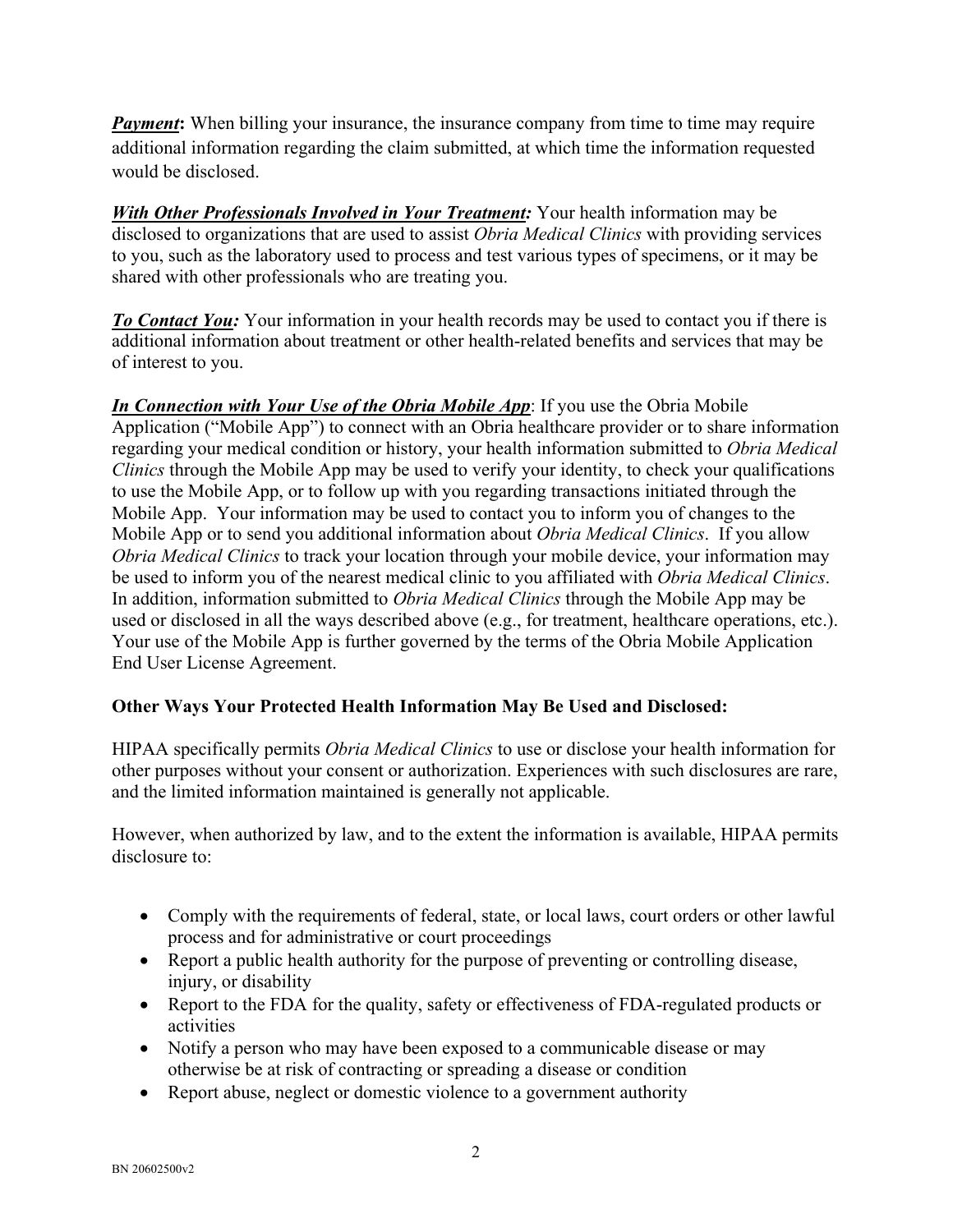***Payment*:** When billing your insurance, the insurance company from time to time may require additional information regarding the claim submitted, at which time the information requested would be disclosed.

***With Other Professionals Involved in Your Treatment:*** Your health information may be disclosed to organizations that are used to assist *Obria Medical Clinics* with providing services to you, such as the laboratory used to process and test various types of specimens, or it may be shared with other professionals who are treating you.

***To Contact You:*** Your information in your health records may be used to contact you if there is additional information about treatment or other health-related benefits and services that may be of interest to you.

***In Connection with Your Use of the Obria Mobile App***: If you use the Obria Mobile Application ("Mobile App") to connect with an Obria healthcare provider or to share information regarding your medical condition or history, your health information submitted to *Obria Medical Clinics* through the Mobile App may be used to verify your identity, to check your qualifications to use the Mobile App, or to follow up with you regarding transactions initiated through the Mobile App. Your information may be used to contact you to inform you of changes to the Mobile App or to send you additional information about *Obria Medical Clinics*. If you allow *Obria Medical Clinics* to track your location through your mobile device, your information may be used to inform you of the nearest medical clinic to you affiliated with *Obria Medical Clinics*. In addition, information submitted to *Obria Medical Clinics* through the Mobile App may be used or disclosed in all the ways described above (e.g., for treatment, healthcare operations, etc.). Your use of the Mobile App is further governed by the terms of the Obria Mobile Application End User License Agreement.

**Other Ways Your Protected Health Information May Be Used and Disclosed:**

HIPAA specifically permits *Obria Medical Clinics* to use or disclose your health information for other purposes without your consent or authorization. Experiences with such disclosures are rare, and the limited information maintained is generally not applicable.

However, when authorized by law, and to the extent the information is available, HIPAA permits disclosure to:

- Comply with the requirements of federal, state, or local laws, court orders or other lawful process and for administrative or court proceedings
- Report a public health authority for the purpose of preventing or controlling disease, injury, or disability
- Report to the FDA for the quality, safety or effectiveness of FDA-regulated products or activities
- Notify a person who may have been exposed to a communicable disease or may otherwise be at risk of contracting or spreading a disease or condition
- Report abuse, neglect or domestic violence to a government authority

BN 20602500v2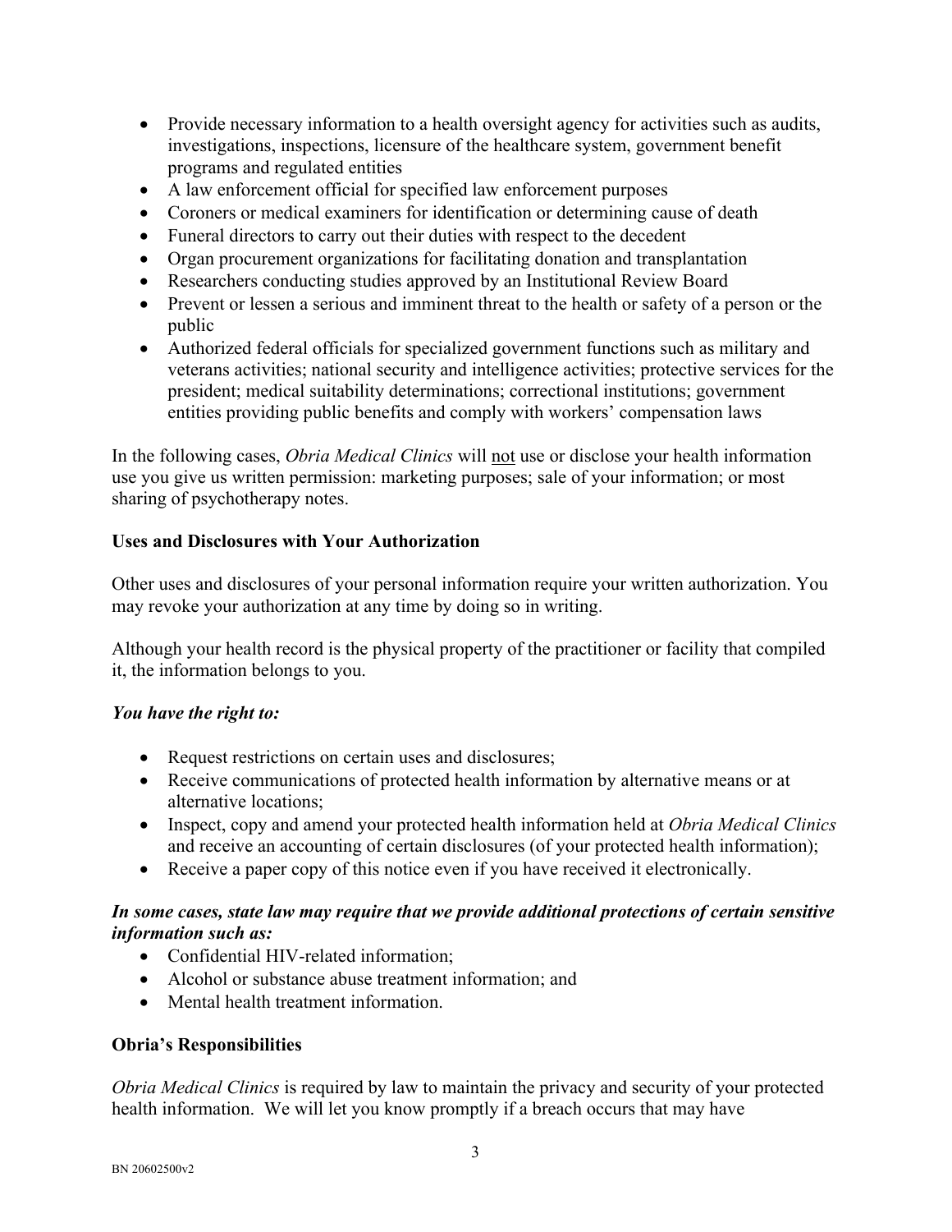- Provide necessary information to a health oversight agency for activities such as audits, investigations, inspections, licensure of the healthcare system, government benefit programs and regulated entities
- A law enforcement official for specified law enforcement purposes
- Coroners or medical examiners for identification or determining cause of death
- Funeral directors to carry out their duties with respect to the decedent
- Organ procurement organizations for facilitating donation and transplantation
- Researchers conducting studies approved by an Institutional Review Board
- Prevent or lessen a serious and imminent threat to the health or safety of a person or the public
- Authorized federal officials for specialized government functions such as military and veterans activities; national security and intelligence activities; protective services for the president; medical suitability determinations; correctional institutions; government entities providing public benefits and comply with workers' compensation laws

In the following cases, *Obria Medical Clinics* will <u>not</u> use or disclose your health information use you give us written permission: marketing purposes; sale of your information; or most sharing of psychotherapy notes.

**Uses and Disclosures with Your Authorization**

Other uses and disclosures of your personal information require your written authorization. You may revoke your authorization at any time by doing so in writing.

Although your health record is the physical property of the practitioner or facility that compiled it, the information belongs to you.

***You have the right to:***

- Request restrictions on certain uses and disclosures;
- Receive communications of protected health information by alternative means or at alternative locations;
- Inspect, copy and amend your protected health information held at *Obria Medical Clinics* and receive an accounting of certain disclosures (of your protected health information);
- Receive a paper copy of this notice even if you have received it electronically.

***In some cases, state law may require that we provide additional protections of certain sensitive information such as:***

- Confidential HIV-related information;
- Alcohol or substance abuse treatment information; and
- Mental health treatment information.

**Obria's Responsibilities**

*Obria Medical Clinics* is required by law to maintain the privacy and security of your protected health information. We will let you know promptly if a breach occurs that may have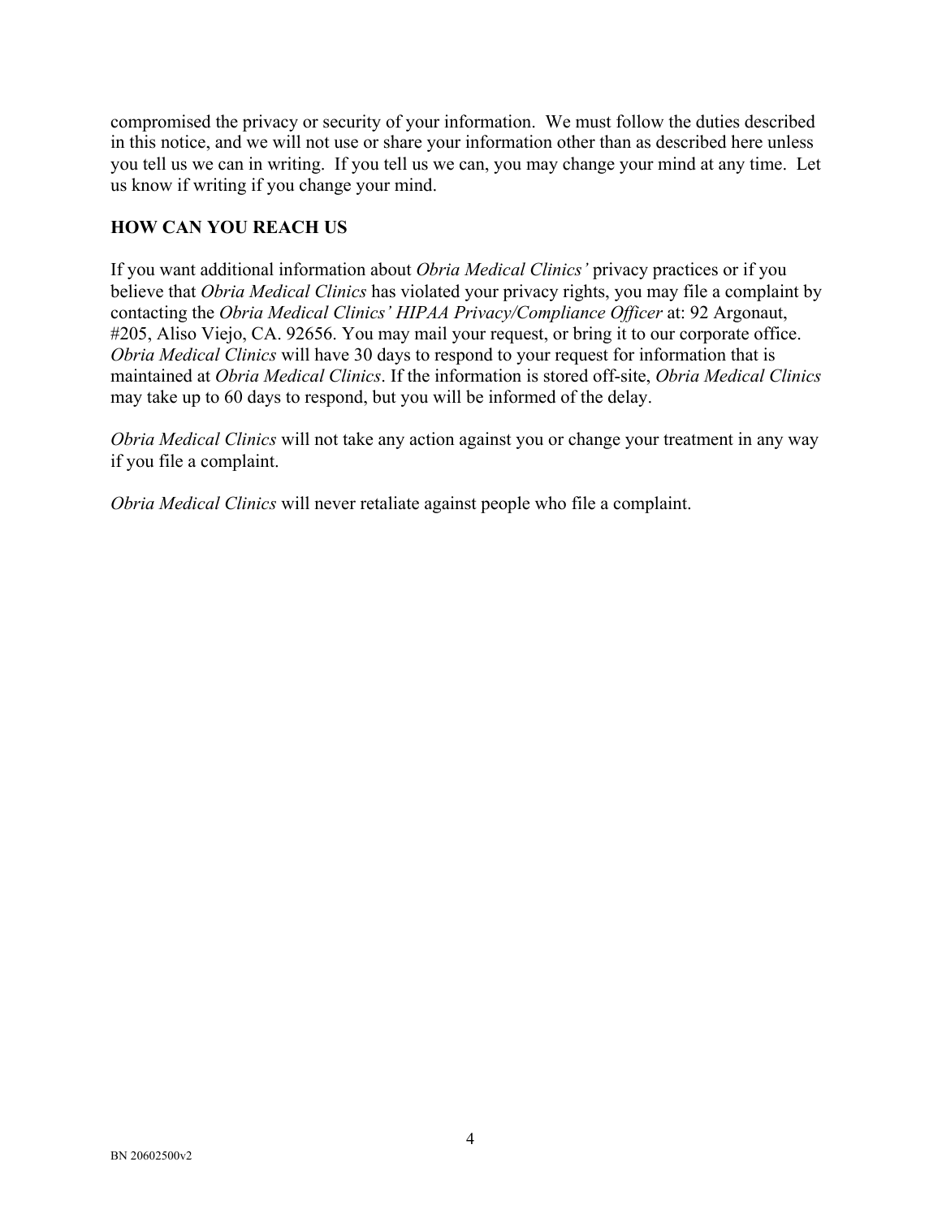compromised the privacy or security of your information. We must follow the duties described in this notice, and we will not use or share your information other than as described here unless you tell us we can in writing. If you tell us we can, you may change your mind at any time. Let us know if writing if you change your mind.

**HOW CAN YOU REACH US**

If you want additional information about *Obria Medical Clinics'* privacy practices or if you believe that *Obria Medical Clinics* has violated your privacy rights, you may file a complaint by contacting the *Obria Medical Clinics' HIPAA Privacy/Compliance Officer* at: 92 Argonaut, #205, Aliso Viejo, CA. 92656. You may mail your request, or bring it to our corporate office. *Obria Medical Clinics* will have 30 days to respond to your request for information that is maintained at *Obria Medical Clinics*. If the information is stored off-site, *Obria Medical Clinics* may take up to 60 days to respond, but you will be informed of the delay.

*Obria Medical Clinics* will not take any action against you or change your treatment in any way if you file a complaint.

*Obria Medical Clinics* will never retaliate against people who file a complaint.

BN 20602500v2